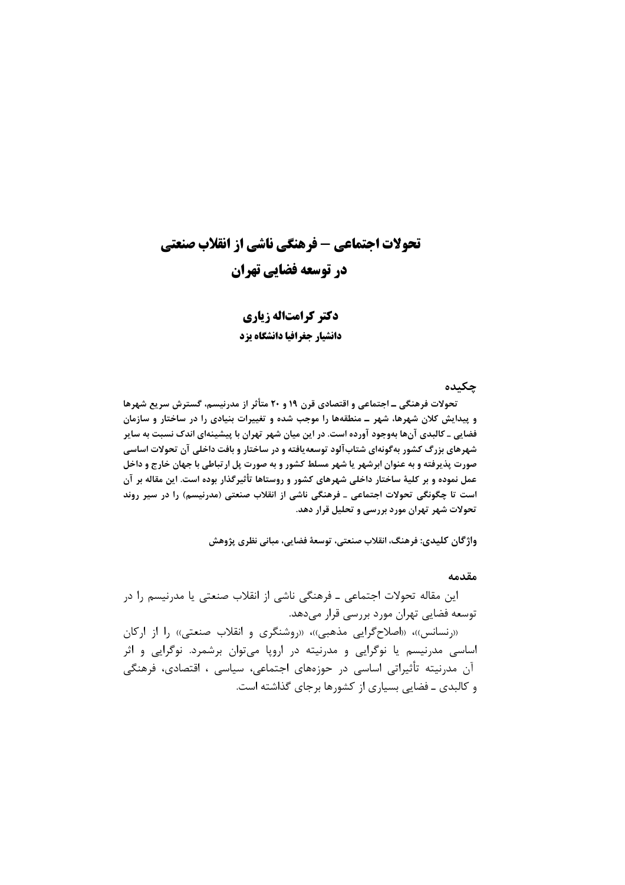# تحولات اجتماعی – فرهنگی ناشی از انقلاب صنعتی در توسعه فضایی تهران

**دکتر کرامت‌اله زیاری**
**دانشیار جغرافیا دانشگاه یزد**

## چکیده

**تحولات فرهنگی ـ اجتماعی و اقتصادی قرن ۱۹ و ۲۰ متأثر از مدرنیسم، گسترش سریع شهرها و پیدایش کلان شهرها، شهر ـ منطقه‌ها را موجب شده و تغییرات بنیادی را در ساختار و سازمان فضایی ـ کالبدی آن‌ها به‌وجود آورده است. در این میان شهر تهران با پیشینه‌ای اندک نسبت به سایر شهرهای بزرگ کشور به‌گونه‌ای شتاب‌آلود توسعه‌یافته و در ساختار و بافت داخلی آن تحولات اساسی صورت پذیرفته و به عنوان ابرشهر یا شهر مسلط کشور و به صورت پل ارتباطی با جهان خارج و داخل عمل نموده و بر کلیهٔ ساختار داخلی شهرهای کشور و روستاها تأثیرگذار بوده است. این مقاله بر آن است تا چگونگی تحولات اجتماعی ـ فرهنگی ناشی از انقلاب صنعتی (مدرنیسم) را در سیر روند تحولات شهر تهران مورد بررسی و تحلیل قرار دهد.**

**واژگان کلیدی: فرهنگ، انقلاب صنعتی، توسعهٔ فضایی، مبانی نظری پژوهش**

## مقدمه

این مقاله تحولات اجتماعی ـ فرهنگی ناشی از انقلاب صنعتی یا مدرنیسم را در توسعه فضایی تهران مورد بررسی قرار می‌دهد.

«رنسانس»، «اصلاح‌گرایی مذهبی»، «روشنگری و انقلاب صنعتی» را از ارکان اساسی مدرنیسم یا نوگرایی و مدرنیته در اروپا می‌توان برشمرد. نوگرایی و اثر آن مدرنیته تأثیراتی اساسی در حوزه‌های اجتماعی، سیاسی ، اقتصادی، فرهنگی و کالبدی ـ فضایی بسیاری از کشورها برجای گذاشته است.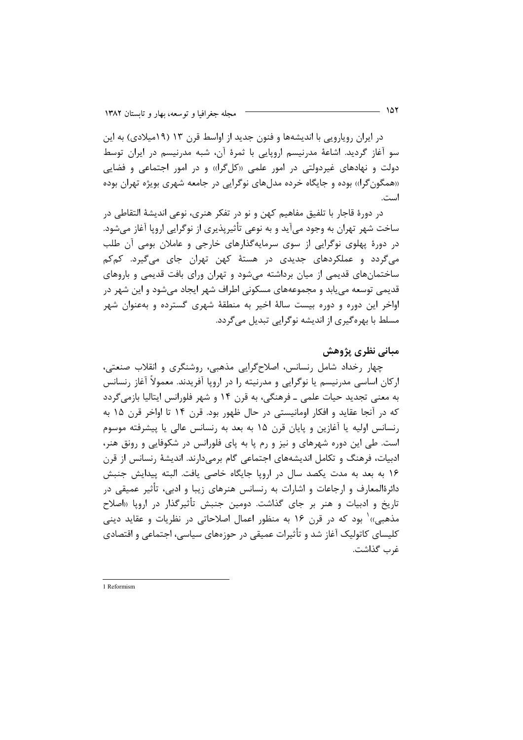در ایران رویارویی با اندیشه‌ها و فنون جدید از اواسط قرن ۱۳ (۱۹میلادی) به این سو آغاز گردید. اشاعهٔ مدرنیسم اروپایی با ثمرهٔ آن، شبه مدرنیسم در ایران توسط دولت و نهادهای غیردولتی در امور علمی «کل‌گرا» و در امور اجتماعی و فضایی «همگون‌گرا» بوده و جایگاه خرده مدل‌های نوگرایی در جامعه شهری بویژه تهران بوده است.

در دورهٔ قاجار با تلفیق مفاهیم کهن و نو در تفکر هنری، نوعی اندیشهٔ التقاطی در ساخت شهر تهران به وجود می‌آید و به نوعی تأثیرپذیری از نوگرایی اروپا آغاز می‌شود. در دورهٔ پهلوی نوگرایی از سوی سرمایه‌گذارهای خارجی و عاملان بومی آن طلب می‌گردد و عملکردهای جدیدی در هستهٔ کهن تهران جای می‌گیرد. کم‌کم ساختمان‌های قدیمی از میان برداشته می‌شود و تهران ورای بافت قدیمی و باروهای قدیمی توسعه می‌یابد و مجموعه‌های مسکونی اطراف شهر ایجاد می‌شود و این شهر در اواخر این دوره و دوره بیست سالهٔ اخیر به منطقهٔ شهری گسترده و به‌عنوان شهر مسلط با بهره‌گیری از اندیشه نوگرایی تبدیل می‌گردد.

## مبانی نظری پژوهش

چهار رخداد شامل رنسانس، اصلاح‌گرایی مذهبی، روشنگری و انقلاب صنعتی، ارکان اساسی مدرنیسم یا نوگرایی و مدرنیته را در اروپا آفریدند. معمولاً آغاز رنسانس به معنی تجدید حیات علمی ـ فرهنگی، به قرن ۱۴ و شهر فلورانس ایتالیا بازمی‌گردد که در آنجا عقاید و افکار اومانیستی در حال ظهور بود. قرن ۱۴ تا اواخر قرن ۱۵ به رنسانس اولیه یا آغازین و پایان قرن ۱۵ به بعد به رنسانس عالی یا پیشرفته موسوم است. طی این دوره شهرهای و نیز و رم پا به پای فلورانس در شکوفایی و رونق هنر، ادبیات، فرهنگ و تکامل اندیشه‌های اجتماعی گام برمی‌دارند. اندیشهٔ رنسانس از قرن ۱۶ به بعد به مدت یکصد سال در اروپا جایگاه خاصی یافت. البته پیدایش جنبش دائرةالمعارف و ارجاعات و اشارات به رنسانس هنرهای زیبا و ادبی، تأثیر عمیقی در تاریخ و ادبیات و هنر بر جای گذاشت. دومین جنبش تأثیرگذار در اروپا «اصلاح مذهبی»[1] بود که در قرن ۱۶ به منظور اعمال اصلاحاتی در نظریات و عقاید دینی کلیسای کاتولیک آغاز شد و تأثیرات عمیقی در حوزه‌های سیاسی، اجتماعی و اقتصادی غرب گذاشت.

---

1 Reformism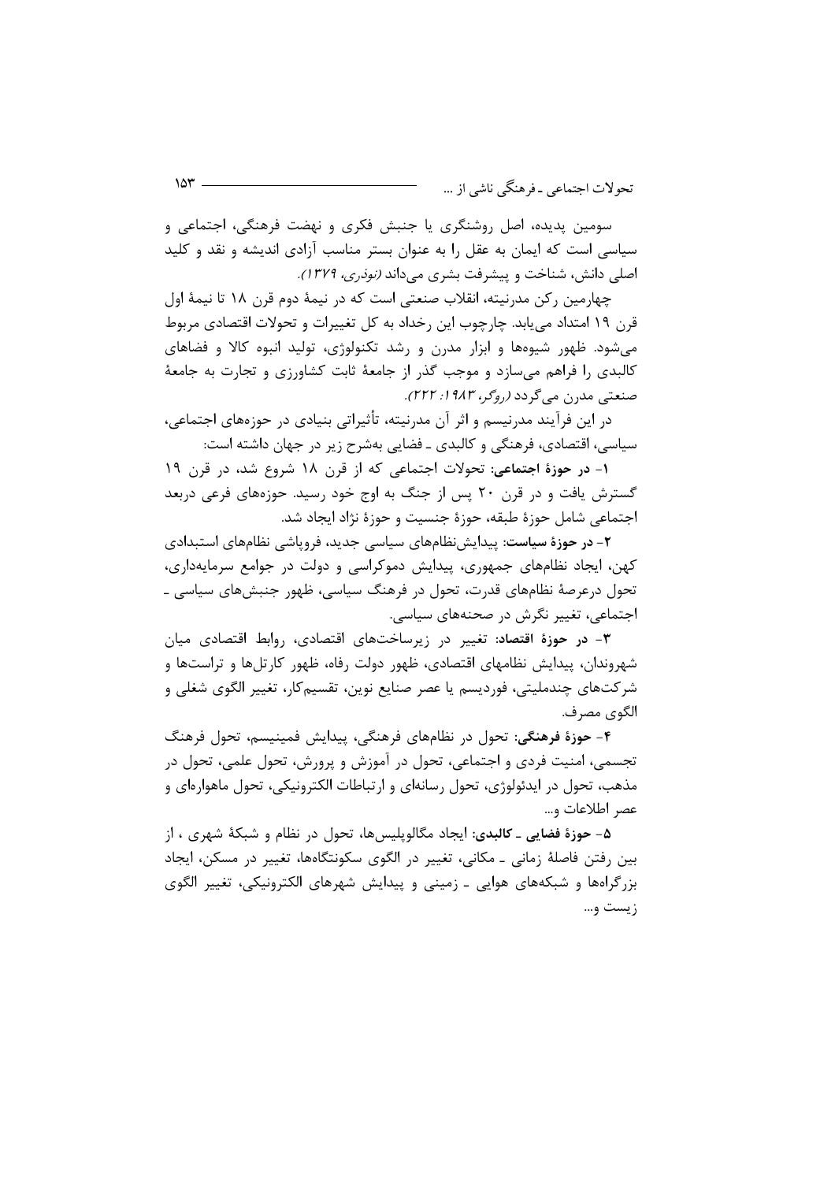سومین پدیده، اصل روشنگری یا جنبش فکری و نهضت فرهنگی، اجتماعی و سیاسی است که ایمان به عقل را به عنوان بستر مناسب آزادی اندیشه و نقد و کلید اصلی دانش، شناخت و پیشرفت بشری می‌داند *(نوذری، ۱۳۷۹)*.

چهارمین رکن مدرنیته، انقلاب صنعتی است که در نیمهٔ دوم قرن ۱۸ تا نیمهٔ اول قرن ۱۹ امتداد می‌یابد. چارچوب این رخداد به کل تغییرات و تحولات اقتصادی مربوط می‌شود. ظهور شیوه‌ها و ابزار مدرن و رشد تکنولوژی، تولید انبوه کالا و فضاهای کالبدی را فراهم می‌سازد و موجب گذر از جامعهٔ ثابت کشاورزی و تجارت به جامعهٔ صنعتی مدرن می‌گردد *(روگر، ۱۹۸۳: ۲۲۲)*.

در این فرآیند مدرنیسم و اثر آن مدرنیته، تأثیراتی بنیادی در حوزه‌های اجتماعی، سیاسی، اقتصادی، فرهنگی و کالبدی ـ فضایی به‌شرح زیر در جهان داشته است:

۱- **در حوزهٔ اجتماعی**: تحولات اجتماعی که از قرن ۱۸ شروع شد، در قرن ۱۹ گسترش یافت و در قرن ۲۰ پس از جنگ به اوج خود رسید. حوزه‌های فرعی دربعد اجتماعی شامل حوزهٔ طبقه، حوزهٔ جنسیت و حوزهٔ نژاد ایجاد شد.

۲- **در حوزهٔ سیاست**: پیدایش‌نظام‌های سیاسی جدید، فروپاشی نظام‌های استبدادی کهن، ایجاد نظام‌های جمهوری، پیدایش دموکراسی و دولت در جوامع سرمایه‌داری، تحول درعرصهٔ نظام‌های قدرت، تحول در فرهنگ سیاسی، ظهور جنبش‌های سیاسی ـ اجتماعی، تغییر نگرش در صحنه‌های سیاسی.

۳- **در حوزهٔ اقتصاد**: تغییر در زیرساخت‌های اقتصادی، روابط اقتصادی میان شهروندان، پیدایش نظامهای اقتصادی، ظهور دولت رفاه، ظهور کارتل‌ها و تراست‌ها و شرکت‌های چندملیتی، فوردیسم یا عصر صنایع نوین، تقسیم‌کار، تغییر الگوی شغلی و الگوی مصرف.

۴- **حوزهٔ فرهنگی**: تحول در نظام‌های فرهنگی، پیدایش فمینیسم، تحول فرهنگ تجسمی، امنیت فردی و اجتماعی، تحول در آموزش و پرورش، تحول علمی، تحول در مذهب، تحول در ایدئولوژی، تحول رسانه‌ای و ارتباطات الکترونیکی، تحول ماهواره‌ای و عصر اطلاعات و...

۵- **حوزهٔ فضایی ـ کالبدی**: ایجاد مگالوپلیس‌ها، تحول در نظام و شبکهٔ شهری ، از بین رفتن فاصلهٔ زمانی ـ مکانی، تغییر در الگوی سکونتگاه‌ها، تغییر در مسکن، ایجاد بزرگراه‌ها و شبکه‌های هوایی ـ زمینی و پیدایش شهرهای الکترونیکی، تغییر الگوی زیست و...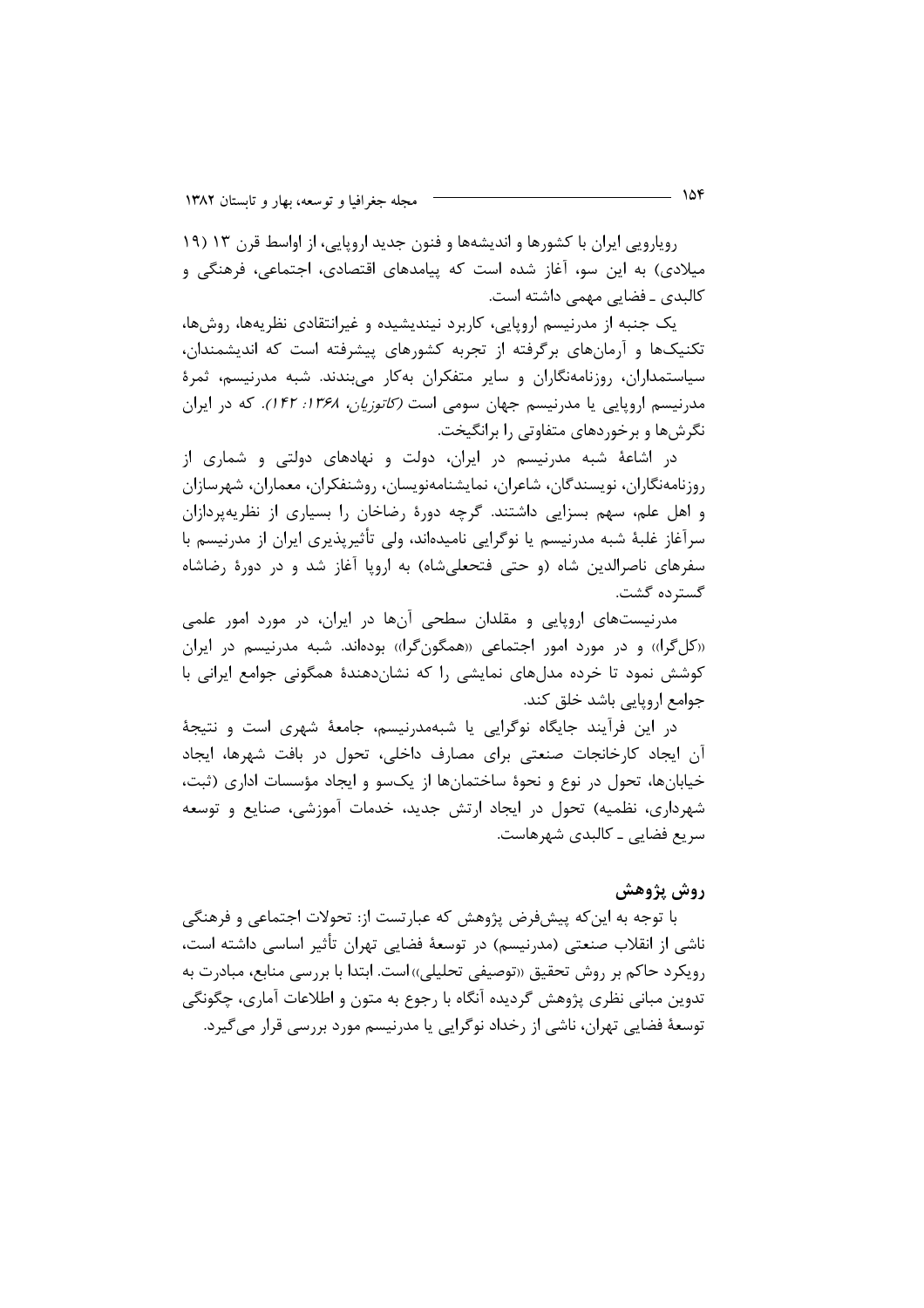رویارویی ایران با کشورها و اندیشه‌ها و فنون جدید اروپایی، از اواسط قرن ۱۳ (۱۹ میلادی) به این سو، آغاز شده است که پیامدهای اقتصادی، اجتماعی، فرهنگی و کالبدی ـ فضایی مهمی داشته است.

یک جنبه از مدرنیسم اروپایی، کاربرد نیندیشیده و غیرانتقادی نظریه‌ها، روش‌ها، تکنیک‌ها و آرمان‌های برگرفته از تجربه کشورهای پیشرفته است که اندیشمندان، سیاستمداران، روزنامه‌نگاران و سایر متفکران به‌کار می‌بندند. شبه مدرنیسم، ثمرهٔ مدرنیسم اروپایی یا مدرنیسم جهان سومی است (*کاتوزیان، ۱۳۶۸: ۱۴۲*). که در ایران نگرش‌ها و برخوردهای متفاوتی را برانگیخت.

در اشاعهٔ شبه مدرنیسم در ایران، دولت و نهادهای دولتی و شماری از روزنامه‌نگاران، نویسندگان، شاعران، نمایشنامه‌نویسان، روشنفکران، معماران، شهرسازان و اهل علم، سهم بسزایی داشتند. گرچه دورهٔ رضاخان را بسیاری از نظریه‌پردازان سرآغاز غلبهٔ شبه مدرنیسم یا نوگرایی نامیده‌اند، ولی تأثیرپذیری ایران از مدرنیسم با سفرهای ناصرالدین شاه (و حتی فتحعلی‌شاه) به اروپا آغاز شد و در دورهٔ رضاشاه گسترده گشت.

مدرنیست‌های اروپایی و مقلدان سطحی آن‌ها در ایران، در مورد امور علمی «کل‌گرا» و در مورد امور اجتماعی «همگون‌گرا» بوده‌اند. شبه مدرنیسم در ایران کوشش نمود تا خرده مدل‌های نمایشی را که نشان‌دهندهٔ همگونی جوامع ایرانی با جوامع اروپایی باشد خلق کند.

در این فرآیند جایگاه نوگرایی یا شبه‌مدرنیسم، جامعهٔ شهری است و نتیجهٔ آن ایجاد کارخانجات صنعتی برای مصارف داخلی، تحول در بافت شهرها، ایجاد خیابان‌ها، تحول در نوع و نحوهٔ ساختمان‌ها از یک‌سو و ایجاد مؤسسات اداری (ثبت، شهرداری، نظمیه) تحول در ایجاد ارتش جدید، خدمات آموزشی، صنایع و توسعه سریع فضایی ـ کالبدی شهرهاست.

## روش پژوهش

با توجه به این‌که پیش‌فرض پژوهش که عبارتست از: تحولات اجتماعی و فرهنگی ناشی از انقلاب صنعتی (مدرنیسم) در توسعهٔ فضایی تهران تأثیر اساسی داشته است، رویکرد حاکم بر روش تحقیق «توصیفی تحلیلی» است. ابتدا با بررسی منابع، مبادرت به تدوین مبانی نظری پژوهش گردیده آنگاه با رجوع به متون و اطلاعات آماری، چگونگی توسعهٔ فضایی تهران، ناشی از رخداد نوگرایی یا مدرنیسم مورد بررسی قرار می‌گیرد.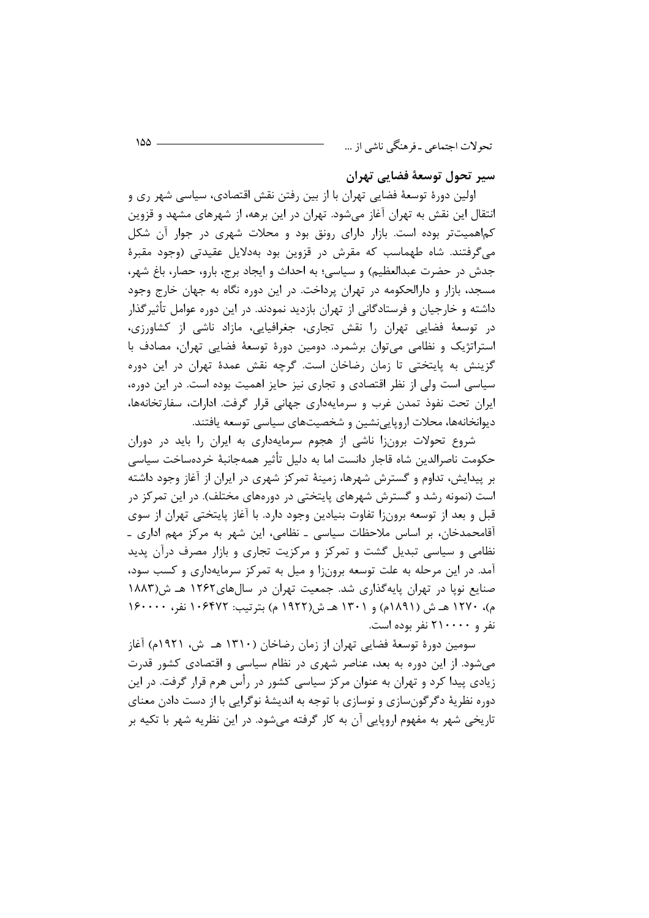## سیر تحول توسعهٔ فضایی تهران

اولین دورهٔ توسعهٔ فضایی تهران با از بین رفتن نقش اقتصادی، سیاسی شهر ری و انتقال این نقش به تهران آغاز می‌شود. تهران در این برهه، از شهرهای مشهد و قزوین کم‌اهمیت‌تر بوده است. بازار دارای رونق بود و محلات شهری در جوار آن شکل می‌گرفتند. شاه طهماسب که مقرش در قزوین بود به‌دلایل عقیدتی (وجود مقبرهٔ جدش در حضرت عبدالعظیم) و سیاسی؛ به احداث و ایجاد برج، بارو، حصار، باغ شهر، مسجد، بازار و دارالحکومه در تهران پرداخت. در این دوره نگاه به جهان خارج وجود داشته و خارجیان و فرستادگانی از تهران بازدید نمودند. در این دوره عوامل تأثیرگذار در توسعهٔ فضایی تهران را نقش تجاری، جغرافیایی، مازاد ناشی از کشاورزی، استراتژیک و نظامی می‌توان برشمرد. دومین دورهٔ توسعهٔ فضایی تهران، مصادف با گزینش به پایتختی تا زمان رضاخان است. گرچه نقش عمدهٔ تهران در این دوره سیاسی است ولی از نظر اقتصادی و تجاری نیز حایز اهمیت بوده است. در این دوره، ایران تحت نفوذ تمدن غرب و سرمایه‌داری جهانی قرار گرفت. ادارات، سفارتخانه‌ها، دیوانخانه‌ها، محلات اروپایی‌نشین و شخصیت‌های سیاسی توسعه یافتند.

شروع تحولات برون‌زا ناشی از هجوم سرمایه‌داری به ایران را باید در دوران حکومت ناصرالدین شاه قاجار دانست اما به دلیل تأثیر همه‌جانبهٔ خرده‌ساخت سیاسی بر پیدایش، تداوم و گسترش شهرها، زمینهٔ تمرکز شهری در ایران از آغاز وجود داشته است (نمونه رشد و گسترش شهرهای پایتختی در دوره‌های مختلف). در این تمرکز در قبل و بعد از توسعه برون‌زا تفاوت بنیادین وجود دارد. با آغاز پایتختی تهران از سوی آقامحمدخان، بر اساس ملاحظات سیاسی ـ نظامی، این شهر به مرکز مهم اداری ـ نظامی و سیاسی تبدیل گشت و تمرکز و مرکزیت تجاری و بازار مصرف درآن پدید آمد. در این مرحله به علت توسعه برون‌زا و میل به تمرکز سرمایه‌داری و کسب سود، صنایع نوپا در تهران پایه‌گذاری شد. جمعیت تهران در سال‌های ۱۲۶۲ هـ ش(۱۸۸۳ م)، ۱۲۷۰ هـ ش (۱۸۹۱م) و ۱۳۰۱ هـ ش(۱۹۲۲ م) بترتیب: ۱۰۶۴۷۲ نفر، ۱۶۰۰۰۰ نفر و ۲۱۰۰۰۰ نفر بوده است.

سومین دورهٔ توسعهٔ فضایی تهران از زمان رضاخان (۱۳۱۰ هـ ش، ۱۹۲۱م) آغاز می‌شود. از این دوره به بعد، عناصر شهری در نظام سیاسی و اقتصادی کشور قدرت زیادی پیدا کرد و تهران به عنوان مرکز سیاسی کشور در رأس هرم قرار گرفت. در این دوره نظریهٔ دگرگون‌سازی و نوسازی با توجه به اندیشهٔ نوگرایی با از دست دادن معنای تاریخی شهر به مفهوم اروپایی آن به کار گرفته می‌شود. در این نظریه شهر با تکیه بر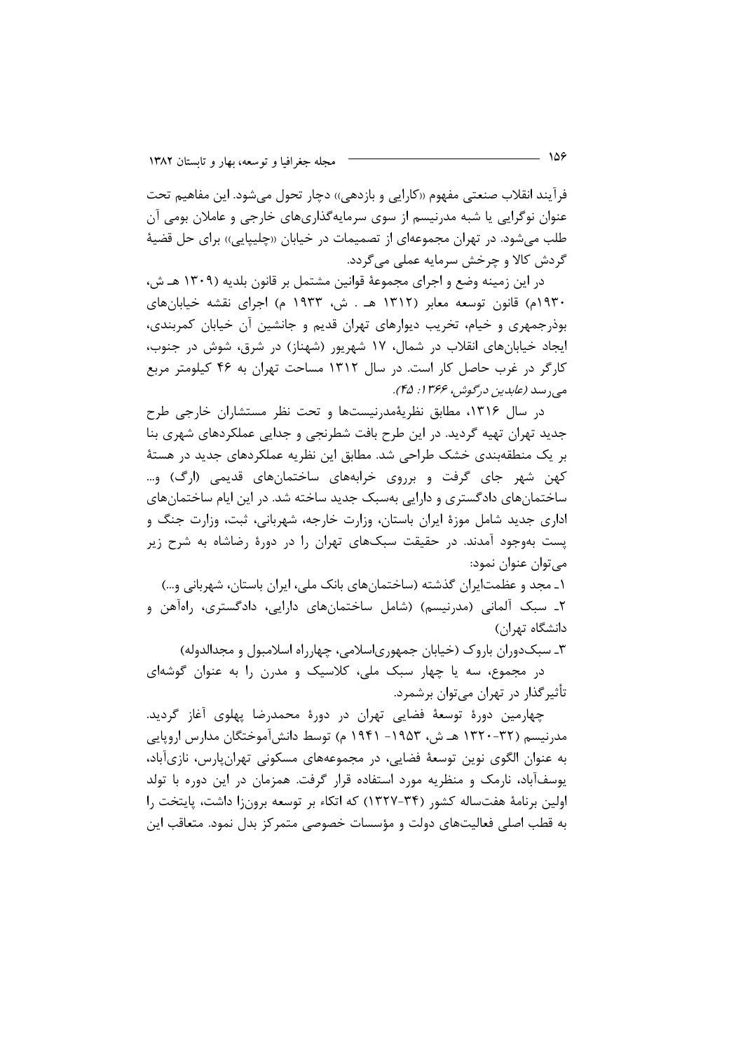فرآیند انقلاب صنعتی مفهوم «کارایی و بازدهی» دچار تحول می‌شود. این مفاهیم تحت عنوان نوگرایی یا شبه مدرنیسم از سوی سرمایه‌گذاری‌های خارجی و عاملان بومی آن طلب می‌شود. در تهران مجموعه‌ای از تصمیمات در خیابان «چلیپایی» برای حل قضیهٔ گردش کالا و چرخش سرمایه عملی می‌گردد.

در این زمینه وضع و اجرای مجموعهٔ قوانین مشتمل بر قانون بلدیه (۱۳۰۹ هـ ش، ۱۹۳۰م) قانون توسعه معابر (۱۳۱۲ هـ . ش، ۱۹۳۳ م) اجرای نقشه خیابان‌های بوذرجمهری و خیام، تخریب دیوارهای تهران قدیم و جانشین آن خیابان کمربندی، ایجاد خیابان‌های انقلاب در شمال، ۱۷ شهریور (شهناز) در شرق، شوش در جنوب، کارگر در غرب حاصل کار است. در سال ۱۳۱۲ مساحت تهران به ۴۶ کیلومتر مربع می‌رسد *(عابدین درگوش، ۱۳۶۶: ۴۵).*

در سال ۱۳۱۶، مطابق نظریهٔمدرنیست‌ها و تحت نظر مستشاران خارجی طرح جدید تهران تهیه گردید. در این طرح بافت شطرنجی و جدایی عملکردهای شهری بنا بر یک منطقه‌بندی خشک طراحی شد. مطابق این نظریه عملکردهای جدید در هستهٔ کهن شهر جای گرفت و برروی خرابه‌های ساختمان‌های قدیمی (ارگ) و... ساختمان‌های دادگستری و دارایی به‌سبک جدید ساخته شد. در این ایام ساختمان‌های اداری جدید شامل موزهٔ ایران باستان، وزارت خارجه، شهربانی، ثبت، وزارت جنگ و پست به‌وجود آمدند. در حقیقت سبک‌های تهران را در دورهٔ رضاشاه به شرح زیر می‌توان عنوان نمود:

۱ـ مجد و عظمت‌ایران گذشته (ساختمان‌های بانک ملی، ایران باستان، شهربانی و...)

۲ـ سبک آلمانی (مدرنیسم) (شامل ساختمان‌های دارایی، دادگستری، راه‌آهن و دانشگاه تهران)

۳ـ سبک‌دوران باروک (خیابان جمهوری‌اسلامی، چهارراه اسلامبول و مجدالدوله)

در مجموع، سه یا چهار سبک ملی، کلاسیک و مدرن را به عنوان گوشه‌ای تأثیرگذار در تهران می‌توان برشمرد.

چهارمین دورهٔ توسعهٔ فضایی تهران در دورهٔ محمدرضا پهلوی آغاز گردید. مدرنیسم (۳۲-۱۳۲۰ هـ ش، ۱۹۵۳- ۱۹۴۱ م) توسط دانش‌آموختگان مدارس اروپایی به عنوان الگوی نوین توسعهٔ فضایی، در مجموعه‌های مسکونی تهران‌پارس، نازی‌آباد، یوسف‌آباد، نارمک و منظریه مورد استفاده قرار گرفت. همزمان در این دوره با تولد اولین برنامهٔ هفت‌ساله کشور (۳۴-۱۳۲۷) که اتکاء بر توسعه برون‌زا داشت، پایتخت را به قطب اصلی فعالیت‌های دولت و مؤسسات خصوصی متمرکز بدل نمود. متعاقب این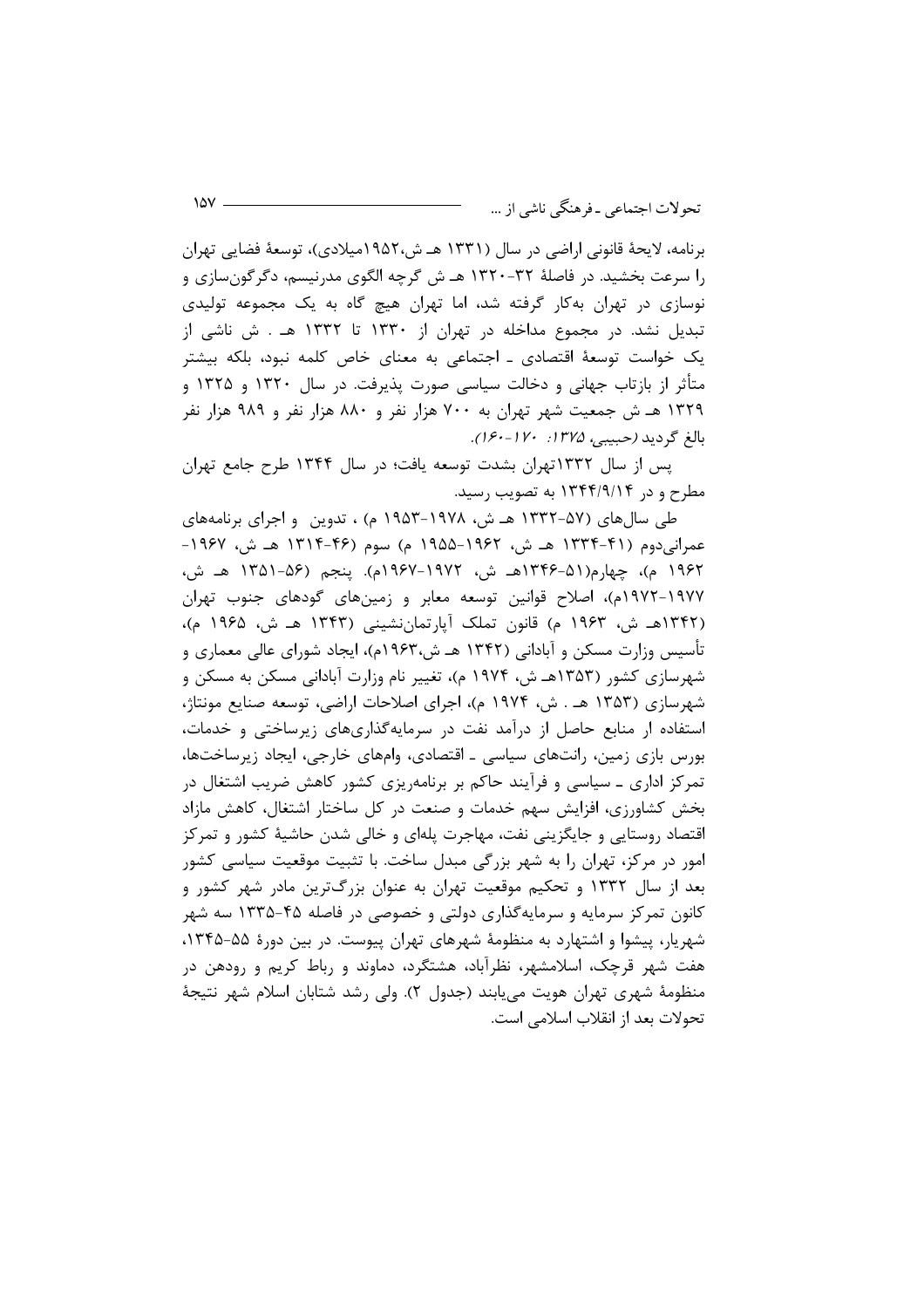برنامه، لایحهٔ قانونی اراضی در سال (۱۳۳۱ هـ ش،۱۹۵۲میلادی)، توسعهٔ فضایی تهران را سرعت بخشید. در فاصلهٔ ۳۲-۱۳۲۰ هـ ش گرچه الگوی مدرنیسم، دگرگون‌سازی و نوسازی در تهران به‌کار گرفته شد، اما تهران هیچ گاه به یک مجموعه تولیدی تبدیل نشد. در مجموع مداخله در تهران از ۱۳۳۰ تا ۱۳۳۲ هـ . ش ناشی از یک خواست توسعهٔ اقتصادی ـ اجتماعی به معنای خاص کلمه نبود، بلکه بیشتر متأثر از بازتاب جهانی و دخالت سیاسی صورت پذیرفت. در سال ۱۳۲۰ و ۱۳۲۵ و ۱۳۲۹ هـ ش جمعیت شهر تهران به ۷۰۰ هزار نفر و ۸۸۰ هزار نفر و ۹۸۹ هزار نفر بالغ گردید *(حبیبی، ۱۳۷۵: ۱۷۰-۱۶۰)*.

پس از سال ۱۳۳۲تهران بشدت توسعه یافت؛ در سال ۱۳۴۴ طرح جامع تهران مطرح و در ۱۳۴۴/۹/۱۴ به تصویب رسید.

طی سال‌های (۵۷-۱۳۳۲ هـ ش، ۱۹۷۸-۱۹۵۳ م) ، تدوین و اجرای برنامه‌های عمرانی‌دوم (۴۱-۱۳۳۴ هـ ش، ۱۹۶۲-۱۹۵۵ م) سوم (۴۶-۱۳۱۴ هـ ش، ۱۹۶۷-۱۹۶۲ م)، چهارم(۵۱-۱۳۴۶هـ ش، ۱۹۷۲-۱۹۶۷م). پنجم (۵۶-۱۳۵۱ هـ ش، ۱۹۷۷-۱۹۷۲م)، اصلاح قوانین توسعه معابر و زمین‌های گودهای جنوب تهران (۱۳۴۲هـ ش، ۱۹۶۳ م) قانون تملک آپارتمان‌نشینی (۱۳۴۳ هـ ش، ۱۹۶۵ م)، تأسیس وزارت مسکن و آبادانی (۱۳۴۲ هـ ش،۱۹۶۳م)، ایجاد شورای عالی معماری و شهرسازی کشور (۱۳۵۳هـ ش، ۱۹۷۴ م)، تغییر نام وزارت آبادانی مسکن به مسکن و شهرسازی (۱۳۵۳ هـ . ش، ۱۹۷۴ م)، اجرای اصلاحات اراضی، توسعه صنایع مونتاژ، استفاده ار منابع حاصل از درآمد نفت در سرمایه‌گذاری‌های زیرساختی و خدمات، بورس بازی زمین، رانت‌های سیاسی ـ اقتصادی، وام‌های خارجی، ایجاد زیرساخت‌ها، تمرکز اداری ـ سیاسی و فرآیند حاکم بر برنامه‌ریزی کشور کاهش ضریب اشتغال در بخش کشاورزی، افزایش سهم خدمات و صنعت در کل ساختار اشتغال، کاهش مازاد اقتصاد روستایی و جایگزینی نفت، مهاجرت پله‌ای و خالی شدن حاشیهٔ کشور و تمرکز امور در مرکز، تهران را به شهر بزرگی مبدل ساخت. با تثبیت موقعیت سیاسی کشور بعد از سال ۱۳۳۲ و تحکیم موقعیت تهران به عنوان بزرگ‌ترین مادر شهر کشور و کانون تمرکز سرمایه و سرمایه‌گذاری دولتی و خصوصی در فاصله ۴۵-۱۳۳۵ سه شهر شهریار، پیشوا و اشتهارد به منظومهٔ شهرهای تهران پیوست. در بین دورهٔ ۵۵-۱۳۴۵، هفت شهر قرچک، اسلامشهر، نظرآباد، هشتگرد، دماوند و رباط کریم و رودهن در منظومهٔ شهری تهران هویت می‌یابند (جدول ۲). ولی رشد شتابان اسلام شهر نتیجهٔ تحولات بعد از انقلاب اسلامی است.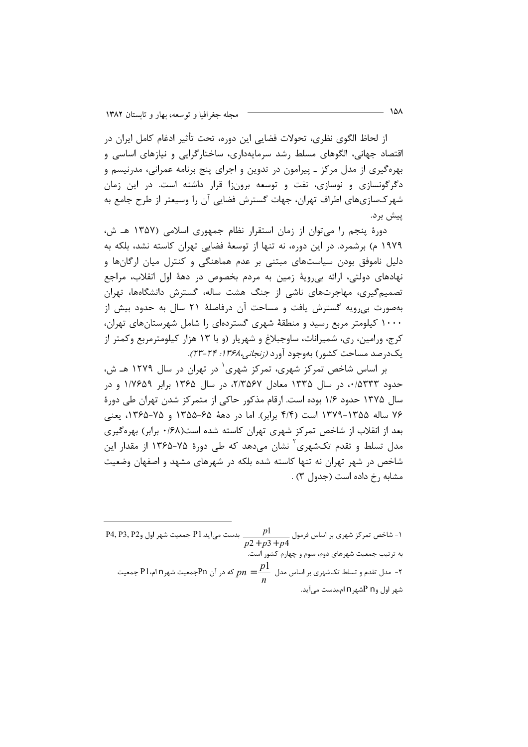از لحاظ الگوی نظری، تحولات فضایی این دوره، تحت تأثیر ادغام کامل ایران در اقتصاد جهانی، الگوهای مسلط رشد سرمایه‌داری، ساختارگرایی و نیازهای اساسی و بهره‌گیری از مدل مرکز ـ پیرامون در تدوین و اجرای پنج برنامه عمرانی، مدرنیسم و دگرگونسازی و نوسازی، نفت و توسعه برون‌زا قرار داشته است. در این زمان شهرک‌سازی‌های اطراف تهران، جهات گسترش فضایی آن را وسیعتر از طرح جامع به پیش برد.

دورهٔ پنجم را می‌توان از زمان استقرار نظام جمهوری اسلامی (۱۳۵۷ هـ ش، ۱۹۷۹ م) برشمرد. در این دوره، نه تنها از توسعهٔ فضایی تهران کاسته نشد، بلکه به دلیل ناموفق بودن سیاست‌های مبتنی بر عدم هماهنگی و کنترل میان ارگان‌ها و نهادهای دولتی، ارائه بی‌رویهٔ زمین به مردم بخصوص در دههٔ اول انقلاب، مراجع تصمیم‌گیری، مهاجرت‌های ناشی از جنگ هشت ساله، گسترش دانشگاه‌ها، تهران به‌صورت بی‌رویه گسترش یافت و مساحت آن درفاصلهٔ ۲۱ سال به حدود بیش از ۱۰۰۰ کیلومتر مربع رسید و منطقهٔ شهری گسترده‌ای را شامل شهرستان‌های تهران، کرج، ورامین، ری، شمیرانات، ساوجبلاغ و شهریار (و با ۱۳ هزار کیلومترمربع وکمتر از یک‌درصد مساحت کشور) به‌وجود آورد *(زنجانی،۱۳۶۸: ۲۴-۲۳)*.

بر اساس شاخص تمرکز شهری، تمرکز شهری[1] در تهران در سال ۱۲۷۹ هـ ش، حدود ۰/۵۳۳۳، در سال ۱۳۳۵ معادل ۲/۳۵۶۷، در سال ۱۳۶۵ برابر ۱/۷۶۵۹ و در سال ۱۳۷۵ حدود ۱/۶ بوده است. ارقام مذکور حاکی از متمرکز شدن تهران طی دورهٔ ۷۶ ساله ۱۳۵۵-۱۳۷۹ است (۴/۴ برابر). اما در دههٔ ۶۵-۱۳۵۵ و ۷۵-۱۳۶۵، یعنی بعد از انقلاب از شاخص تمرکز شهری تهران کاسته شده است(۰/۶۸ برابر) بهره‌گیری مدل تسلط و تقدم تک‌شهری[2] نشان می‌دهد که طی دورهٔ ۷۵-۱۳۶۵ از مقدار این شاخص در شهر تهران نه تنها کاسته شده بلکه در شهرهای مشهد و اصفهان وضعیت مشابه رخ داده است (جدول ۳) .

---

۱- شاخص تمرکز شهری بر اساس فرمول $\frac{p1}{p2+p3+p4}$ بدست می‌آید.P1 جمعیت شهر اول وP4, P3, P2 به ترتیب جمعیت شهرهای دوم، سوم و چهارم کشور است.

۲- مدل تقدم و تسلط تک‌شهری بر اساس مدل $pn=\frac{p1}{n}$ که در آن Pnجمعیت شهرn ام،P1 جمعیت شهر اول وP nشهرn ام،بدست می‌آید.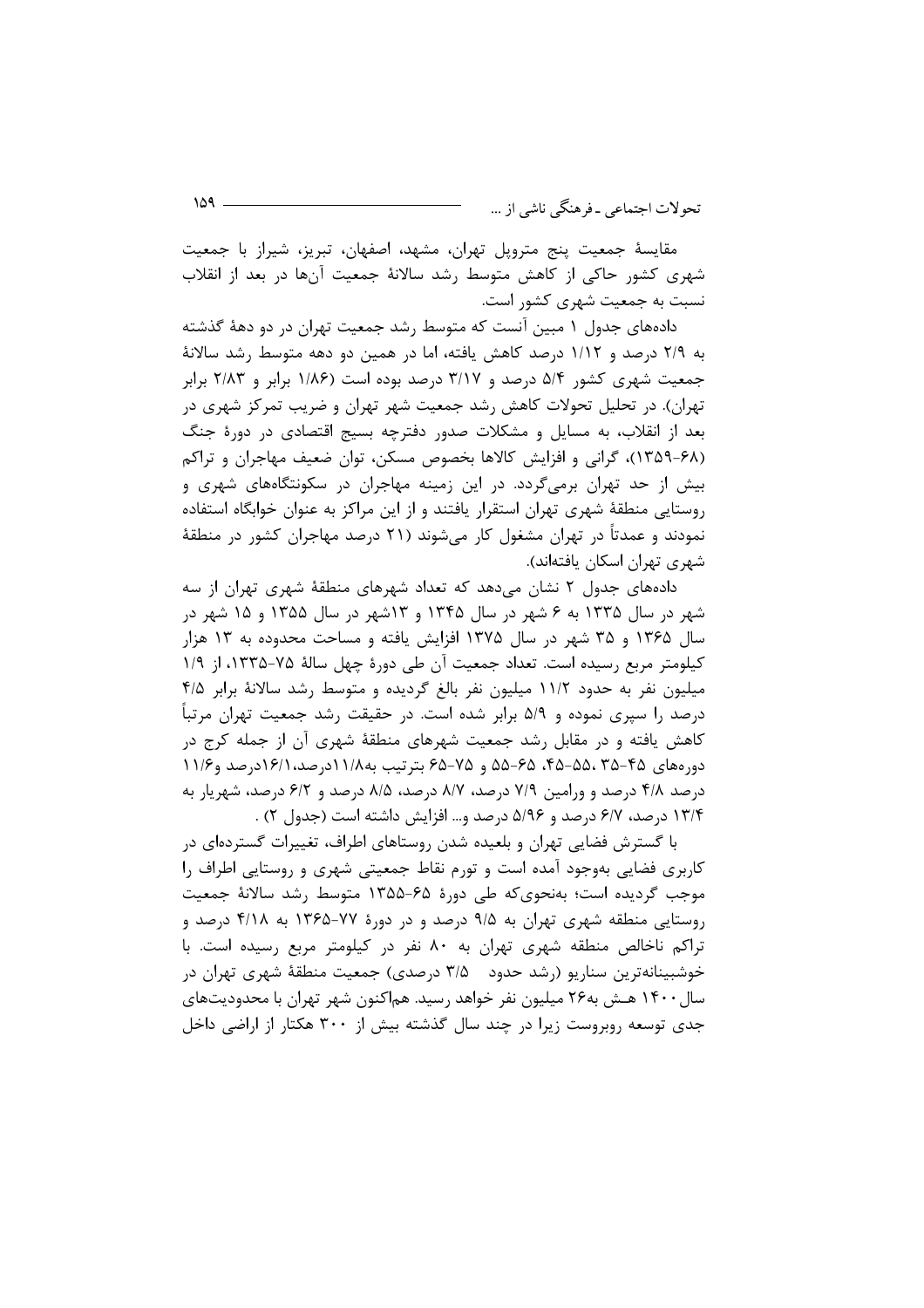مقایسهٔ جمعیت پنج متروپل تهران، مشهد، اصفهان، تبریز، شیراز با جمعیت شهری کشور حاکی از کاهش متوسط رشد سالانهٔ جمعیت آن‌ها در بعد از انقلاب نسبت به جمعیت شهری کشور است.

داده‌های جدول ۱ مبین آنست که متوسط رشد جمعیت تهران در دو دههٔ گذشته به ۲/۹ درصد و ۱/۱۲ درصد کاهش یافته، اما در همین دو دهه متوسط رشد سالانهٔ جمعیت شهری کشور ۵/۴ درصد و ۳/۱۷ درصد بوده است (۱/۸۶ برابر و ۲/۸۳ برابر تهران). در تحلیل تحولات کاهش رشد جمعیت شهر تهران و ضریب تمرکز شهری در بعد از انقلاب، به مسایل و مشکلات صدور دفترچه بسیج اقتصادی در دورهٔ جنگ (۶۸-۱۳۵۹)، گرانی و افزایش کالاها بخصوص مسکن، توان ضعیف مهاجران و تراکم بیش از حد تهران برمی‌گردد. در این زمینه مهاجران در سکونتگاه‌های شهری و روستایی منطقهٔ شهری تهران استقرار یافتند و از این مراکز به عنوان خوابگاه استفاده نمودند و عمدتاً در تهران مشغول کار می‌شوند (۲۱ درصد مهاجران کشور در منطقهٔ شهری تهران اسکان یافته‌اند).

داده‌های جدول ۲ نشان می‌دهد که تعداد شهرهای منطقهٔ شهری تهران از سه شهر در سال ۱۳۳۵ به ۶ شهر در سال ۱۳۴۵ و ۱۳شهر در سال ۱۳۵۵ و ۱۵ شهر در سال ۱۳۶۵ و ۳۵ شهر در سال ۱۳۷۵ افزایش یافته و مساحت محدوده به ۱۳ هزار کیلومتر مربع رسیده است. تعداد جمعیت آن طی دورهٔ چهل سالهٔ ۷۵-۱۳۳۵، از ۱/۹ میلیون نفر به حدود ۱۱/۲ میلیون نفر بالغ گردیده و متوسط رشد سالانهٔ برابر ۴/۵ درصد را سپری نموده و ۵/۹ برابر شده است. در حقیقت رشد جمعیت تهران مرتباً کاهش یافته و در مقابل رشد جمعیت شهرهای منطقهٔ شهری آن از جمله کرج در دوره‌های ۴۵-۳۵، ۵۵-۴۵، ۶۵-۵۵ و ۷۵-۶۵ بترتیب به۱۱/۸درصد،۱۶/۱درصد و۱۱/۶ درصد ۴/۸ درصد و ورامین ۷/۹ درصد، ۸/۷ درصد، ۸/۵ درصد و ۶/۲ درصد، شهریار به ۱۳/۴ درصد، ۶/۷ درصد و ۵/۹۶ درصد و... افزایش داشته است (جدول ۲) .

با گسترش فضایی تهران و بلعیده شدن روستاهای اطراف، تغییرات گسترده‌ای در کاربری فضایی به‌وجود آمده است و تورم نقاط جمعیتی شهری و روستایی اطراف را موجب گردیده است؛ به‌نحوی‌که طی دورهٔ ۶۵-۱۳۵۵ متوسط رشد سالانهٔ جمعیت روستایی منطقه شهری تهران به ۹/۵ درصد و در دورهٔ ۷۷-۱۳۶۵ به ۴/۱۸ درصد و تراکم ناخالص منطقه شهری تهران به ۸۰ نفر در کیلومتر مربع رسیده است. با خوشبینانه‌ترین سناریو (رشد حدود ۳/۵ درصدی) جمعیت منطقهٔ شهری تهران در سال ۱۴۰۰ هـش به۲۶ میلیون نفر خواهد رسید. هم‌اکنون شهر تهران با محدودیت‌های جدی توسعه روبروست زیرا در چند سال گذشته بیش از ۳۰۰ هکتار از اراضی داخل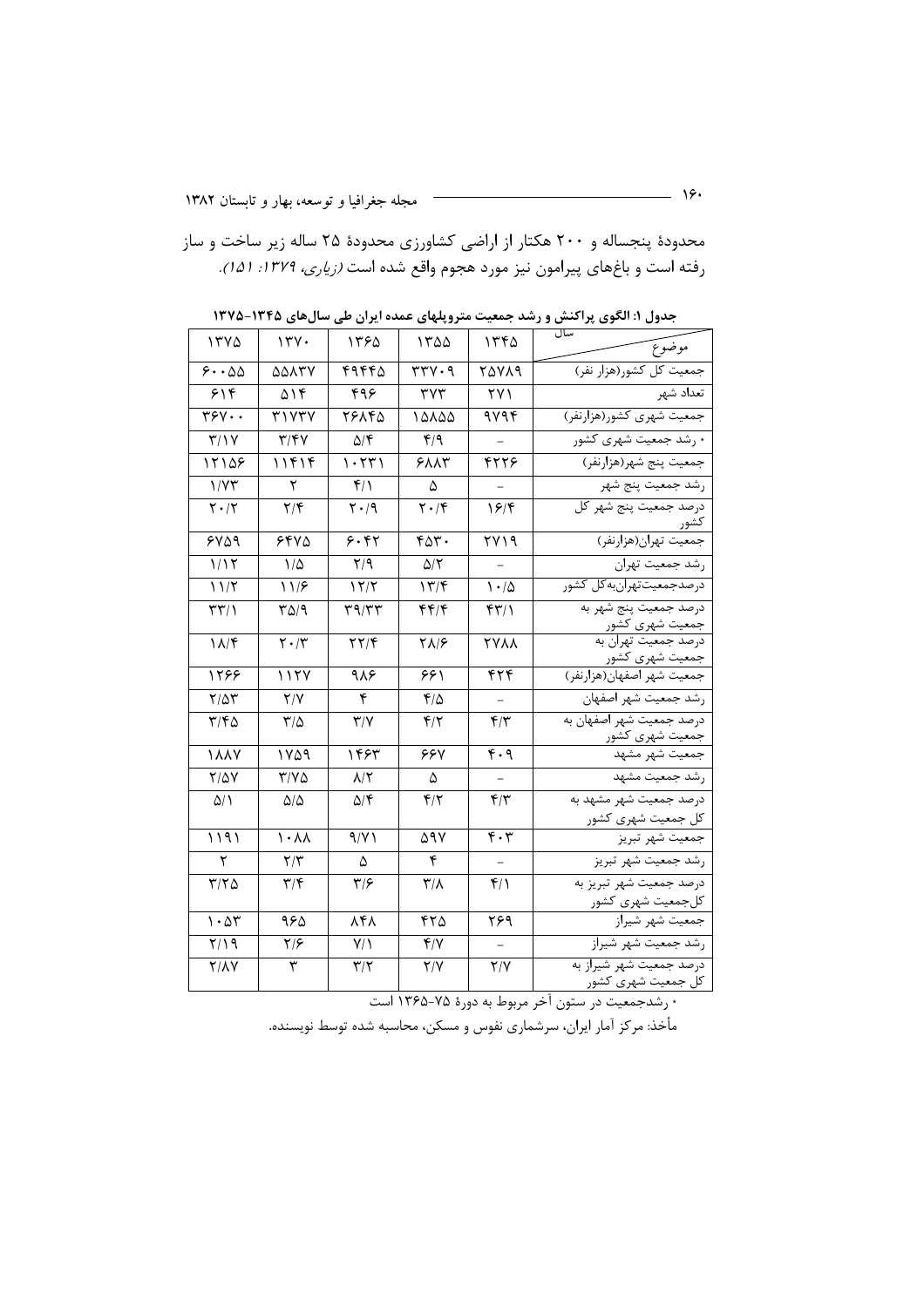محدودهٔ پنجساله و ۲۰۰ هکتار از اراضی کشاورزی محدودهٔ ۲۵ ساله زیر ساخت و ساز رفته است و باغهای پیرامون نیز مورد هجوم واقع شده است *(زیاری، ۱۳۷۹: ۱۵۱)*.

**جدول ۱: الگوی پراکنش و رشد جمعیت متروپلهای عمده ایران طی سال‌های ۱۳۴۵-۱۳۷۵**

| موضوع / سال | ۱۳۴۵ | ۱۳۵۵ | ۱۳۶۵ | ۱۳۷۰ | ۱۳۷۵ |
|---|---|---|---|---|---|
| جمعیت کل کشور(هزار نفر) | ۲۵۷۸۹ | ۳۳۷۰۹ | ۴۹۴۴۵ | ۵۵۸۳۷ | ۶۰۰۵۵ |
| تعداد شهر | ۲۷۱ | ۳۷۳ | ۴۹۶ | ۵۱۴ | ۶۱۴ |
| جمعیت شهری کشور(هزارنفر) | ۹۷۹۴ | ۱۵۸۵۵ | ۲۶۸۴۵ | ۳۱۷۳۷ | ۳۶۷۰۰ |
| * رشد جمعیت شهری کشور | – | ۴/۹ | ۵/۴ | ۳/۴۷ | ۳/۱۷ |
| جمعیت پنج شهر(هزارنفر) | ۴۲۲۶ | ۶۸۸۳ | ۱۰۲۳۱ | ۱۱۴۱۴ | ۱۲۱۵۶ |
| رشد جمعیت پنج شهر | – | ۵ | ۴/۱ | ۲ | ۱/۷۳ |
| درصد جمعیت پنج شهر کل کشور | ۱۶/۴ | ۲۰/۴ | ۲۰/۹ | ۲/۴ | ۲۰/۲ |
| جمعیت تهران(هزارنفر) | ۲۷۱۹ | ۴۵۳۰ | ۶۰۴۲ | ۶۴۷۵ | ۶۷۵۹ |
| رشد جمعیت تهران | – | ۵/۲ | ۲/۹ | ۱/۵ | ۱/۱۲ |
| درصدجمعیت‌تهران‌به‌کل کشور | ۱۰/۵ | ۱۳/۴ | ۱۲/۲ | ۱۱/۶ | ۱۱/۲ |
| درصد جمعیت پنج شهر به جمعیت شهری کشور | ۴۳/۱ | ۴۴/۴ | ۳۹/۳۳ | ۳۵/۹ | ۳۳/۱ |
| درصد جمعیت تهران به جمعیت شهری کشور | ۲۷۸۸ | ۲۸/۶ | ۲۲/۴ | ۲۰/۳ | ۱۸/۴ |
| جمعیت شهر اصفهان(هزارنفر) | ۴۲۴ | ۶۶۱ | ۹۸۶ | ۱۱۲۷ | ۱۲۶۶ |
| رشد جمعیت شهر اصفهان | – | ۴/۵ | ۴ | ۲/۷ | ۲/۵۳ |
| درصد جمعیت شهر اصفهان به جمعیت شهری کشور | ۴/۳ | ۴/۲ | ۳/۷ | ۳/۵ | ۳/۴۵ |
| جمعیت شهر مشهد | ۴۰۹ | ۶۶۷ | ۱۴۶۳ | ۱۷۵۹ | ۱۸۸۷ |
| رشد جمعیت مشهد | – | ۵ | ۸/۲ | ۳/۷۵ | ۲/۵۷ |
| درصد جمعیت شهر مشهد به کل جمعیت شهری کشور | ۴/۳ | ۴/۲ | ۵/۴ | ۵/۵ | ۵/۱ |
| جمعیت شهر تبریز | ۴۰۳ | ۵۹۷ | ۹/۷۱ | ۱۰۸۸ | ۱۱۹۱ |
| رشد جمعیت شهر تبریز | – | ۴ | ۵ | ۲/۳ | ۲ |
| درصد جمعیت شهر تبریز به کل‌جمعیت شهری کشور | ۴/۱ | ۳/۸ | ۳/۶ | ۳/۴ | ۳/۲۵ |
| جمعیت شهر شیراز | ۲۶۹ | ۴۲۵ | ۸۴۸ | ۹۶۵ | ۱۰۵۳ |
| رشد جمعیت شهر شیراز | – | ۴/۷ | ۷/۱ | ۲/۶ | ۲/۱۹ |
| درصد جمعیت شهر شیراز به کل جمعیت شهری کشور | ۲/۷ | ۲/۷ | ۳/۲ | ۳ | ۲/۸۷ |

* رشدجمعیت در ستون آخر مربوط به دورهٔ ۷۵-۱۳۶۵ است

مأخذ: مرکز آمار ایران، سرشماری نفوس و مسکن، محاسبه شده توسط نویسنده.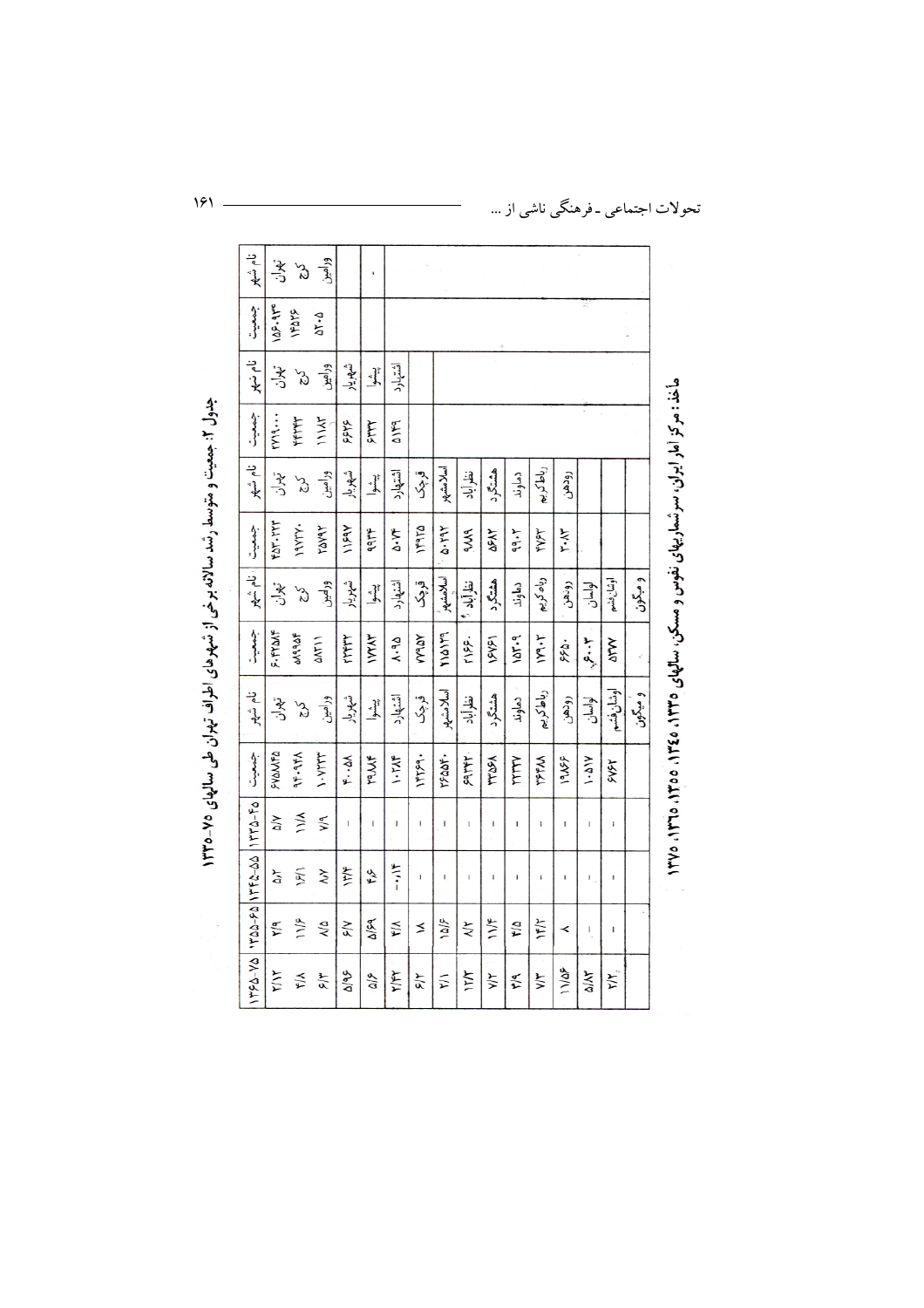## جدول ۲: جمعیت و متوسط رشد سالانه برخی از شهرهای اطراف تهران طی سالهای ۷۵-۱۳۳۵

| نام شهر | جمعیت | نام شهر | جمعیت | نام شهر | جمعیت | نام شهر | جمعیت | نام شهر | جمعیت | ۴۵-۱۳۳۵ | ۵۵-۱۳۴۵ | ۶۵-۱۳۵۵ | ۷۵-۱۳۶۵ |
|---|---|---|---|---|---|---|---|---|---|---|---|---|---|
| تهران | ۱۵۶۰۹۳۴ | تهران | ۲۷۱۹۰۰۰ | تهران | ۴۵۳۰۲۲۳ | تهران | ۶۰۴۲۵۸۴ | تهران | ۶۷۵۸۸۴۵ | ۵/۷ | ۵/۲ | ۲/۹ | ۳/۱۲ |
| کرج | ۱۴۵۲۶ | کرج | ۴۴۲۴۳ | کرج | ۱۳۷۲۷۰ | کرج | ۵۸۹۹۵۴ | کرج | ۹۴۰۹۶۸ | ۱۱/۸ | ۱۲/۱ | ۱۱/۶ | ۴/۸ |
| ورامین | ۵۲۰۵ | ورامین | ۱۱۱۸۳ | ورامین | ۲۵۷۹۲ | ورامین | ۵۸۲۱۱ | ورامین | ۱۰۷۲۳۳ | ۷/۹ | ۸/۷ | ۸/۵ | ۶/۳ |
| | | شهریار | ۶۶۲۶ | شهریار | ۱۱۶۹۷ | شهریار | ۲۳۴۳۳ | شهریار | ۴۰۰۵۸ | - | ۱۲/۴ | ۶/۷ | ۵/۹۶ |
| | | پیشوا | ۶۳۳۲ | پیشوا | ۹۹۳۴ | پیشوا | ۱۷۲۸۳ | پیشوا | ۲۹۸۸۴ | - | ۴/۶ | ۵/۶۹ | ۵/۶ |
| | | اشتهارد | ۵۱۳۹ | اشتهارد | ۵۰۷۴ | اشتهارد | ۸۰۹۵ | اشتهارد | ۱۰۲۸۴ | - | -۰/۱۴ | ۴/۸ | ۲/۴۲ |
| | | | | قرچک | ۱۳۹۲۵ | قرچک | ۷۷۹۵۷ | قرچک | ۱۴۲۶۹۰ | - | - | ۱۸ | ۶/۲ |
| | | | | اسلامشهر | ۵۰۲۹۲ | اسلامشهر | ۲۱۵۱۲۹ | اسلامشهر | ۲۶۵۴۵۰ | - | - | ۱۵/۶ | ۲/۱ |
| | | | | نظرآباد | ۹۸۱۹ | نظرآباد | ۲۱۶۶۰ | نظرآباد | ۶۹۳۴۲ | - | - | ۸/۲ | ۱۲/۳ |
| | | | | هشتگرد | ۵۶۸۲ | هشتگرد | ۱۶۷۶۱ | هشتگرد | ۳۳۵۶۸ | - | - | ۱۱/۴ | ۷/۲ |
| | | | | دماوند | ۹۹۰۲ | دماوند | ۱۵۳۰۹ | دماوند | ۲۳۳۳۷ | - | - | ۴/۵ | ۳/۹ |
| | | | | رباط‌کریم | ۴۷۶۳ | رباط کریم | ۱۳۹۰۳ | رباط‌کریم | ۳۶۶۸۸ | - | - | ۱۴/۲ | ۷/۳ |
| | | | | رودهن | ۳۰۸۳ | رودهن | ۶۶۵۰ | رودهن | ۱۹۸۶۶ | - | - | ۸ | ۱۱/۵۶ |
| | | | | | | لواسان | ۶۰۰۳ | لواسان | ۱۰۵۱۷ | - | - | - | ۵/۸۳ |
| | | | | | | اوشان‌فشم و میگون | ۵۳۷۷ | اوشان‌فشم و میگون | ۶۷۶۴ | - | - | - | ۲/۲ |

مأخذ: مرکز آمار ایران، سرشماریهای نفوس و مسکن، سالهای ۱۳۳۵، ۱۳۴۵، ۱۳۵۵، ۱۳۶۵، ۱۳۷۵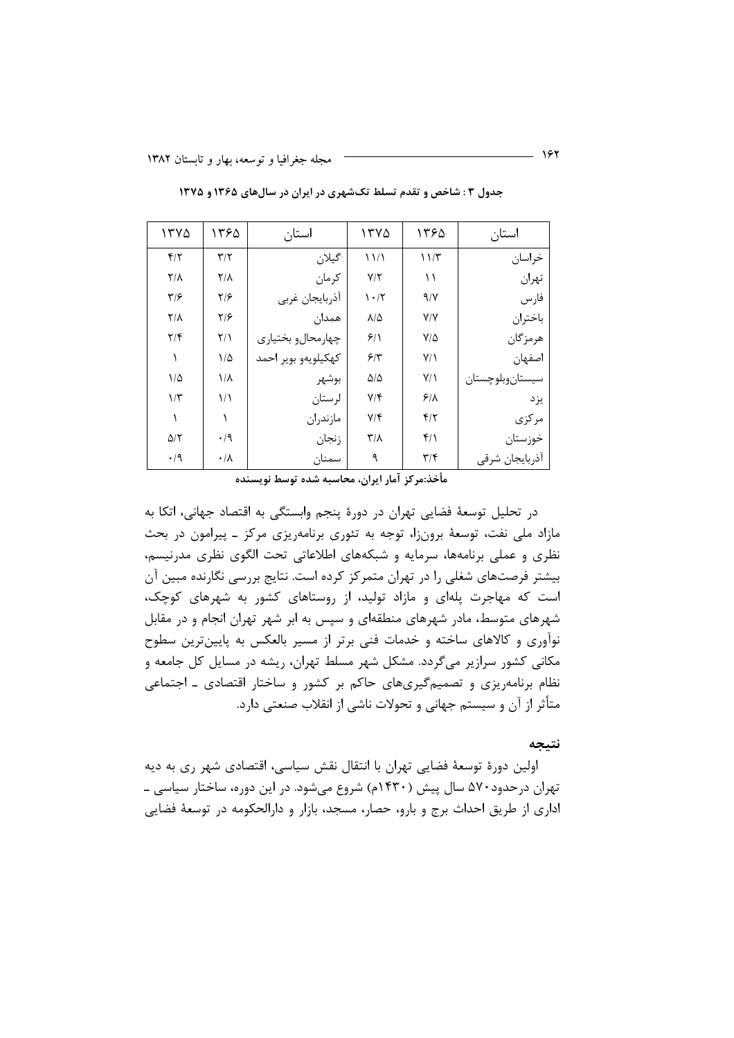**جدول ۳ : شاخص و تقدم تسلط تک‌شهری در ایران در سال‌های ۱۳۶۵ و ۱۳۷۵**

| استان | ۱۳۶۵ | ۱۳۷۵ | استان | ۱۳۶۵ | ۱۳۷۵ |
|---|---|---|---|---|---|
| خراسان | ۱۱/۳ | ۱۱/۱ | گیلان | ۳/۲ | ۴/۲ |
| تهران | ۱۱ | ۷/۲ | کرمان | ۲/۸ | ۲/۸ |
| فارس | ۹/۷ | ۱۰/۲ | آذربایجان غربی | ۲/۶ | ۳/۶ |
| باختران | ۷/۷ | ۸/۵ | همدان | ۲/۶ | ۲/۸ |
| هرمزگان | ۷/۵ | ۶/۱ | چهارمحال‌و بختیاری | ۲/۱ | ۲/۴ |
| اصفهان | ۷/۱ | ۶/۳ | کهکیلویه‌و بویر احمد | ۱/۵ | ۱ |
| سیستان‌وبلوچستان | ۷/۱ | ۵/۵ | بوشهر | ۱/۸ | ۱/۵ |
| یزد | ۶/۸ | ۷/۴ | لرستان | ۱/۱ | ۱/۳ |
| مرکزی | ۴/۲ | ۷/۴ | مازندران | ۱ | ۱ |
| خوزستان | ۴/۱ | ۳/۸ | زنجان | ۰/۹ | ۵/۲ |
| آذربایجان شرقی | ۳/۴ | ۹ | سمنان | ۰/۸ | ۰/۹ |

**مأخذ:مرکز آمار ایران، محاسبه شده توسط نویسنده**

در تحلیل توسعهٔ فضایی تهران در دورهٔ پنجم وابستگی به اقتصاد جهانی، اتکا به مازاد ملی نفت، توسعهٔ برون‌زا، توجه به تئوری برنامه‌ریزی مرکز ـ پیرامون در بحث نظری و عملی برنامه‌ها، سرمایه و شبکه‌های اطلاعاتی تحت الگوی نظری مدرنیسم، بیشتر فرصت‌های شغلی را در تهران متمرکز کرده است. نتایج بررسی نگارنده مبین آن است که مهاجرت پله‌ای و مازاد تولید، از روستاهای کشور به شهرهای کوچک، شهرهای متوسط، مادر شهرهای منطقه‌ای و سپس به ابر شهر تهران انجام و در مقابل نوآوری و کالاهای ساخته و خدمات فنی برتر از مسیر بالعکس به پایین‌ترین سطوح مکانی کشور سرازیر می‌گردد. مشکل شهر مسلط تهران، ریشه در مسایل کل جامعه و نظام برنامه‌ریزی و تصمیم‌گیری‌های حاکم بر کشور و ساختار اقتصادی ـ اجتماعی متأثر از آن و سیستم جهانی و تحولات ناشی از انقلاب صنعتی دارد.

## نتیجه

اولین دورهٔ توسعهٔ فضایی تهران با انتقال نقش سیاسی، اقتصادی شهر ری به دیه تهران درحدود ۵۷۰ سال پیش (۱۴۳۰م) شروع می‌شود. در این دوره، ساختار سیاسی ـ اداری از طریق احداث برج و بارو، حصار، مسجد، بازار و دارالحکومه در توسعهٔ فضایی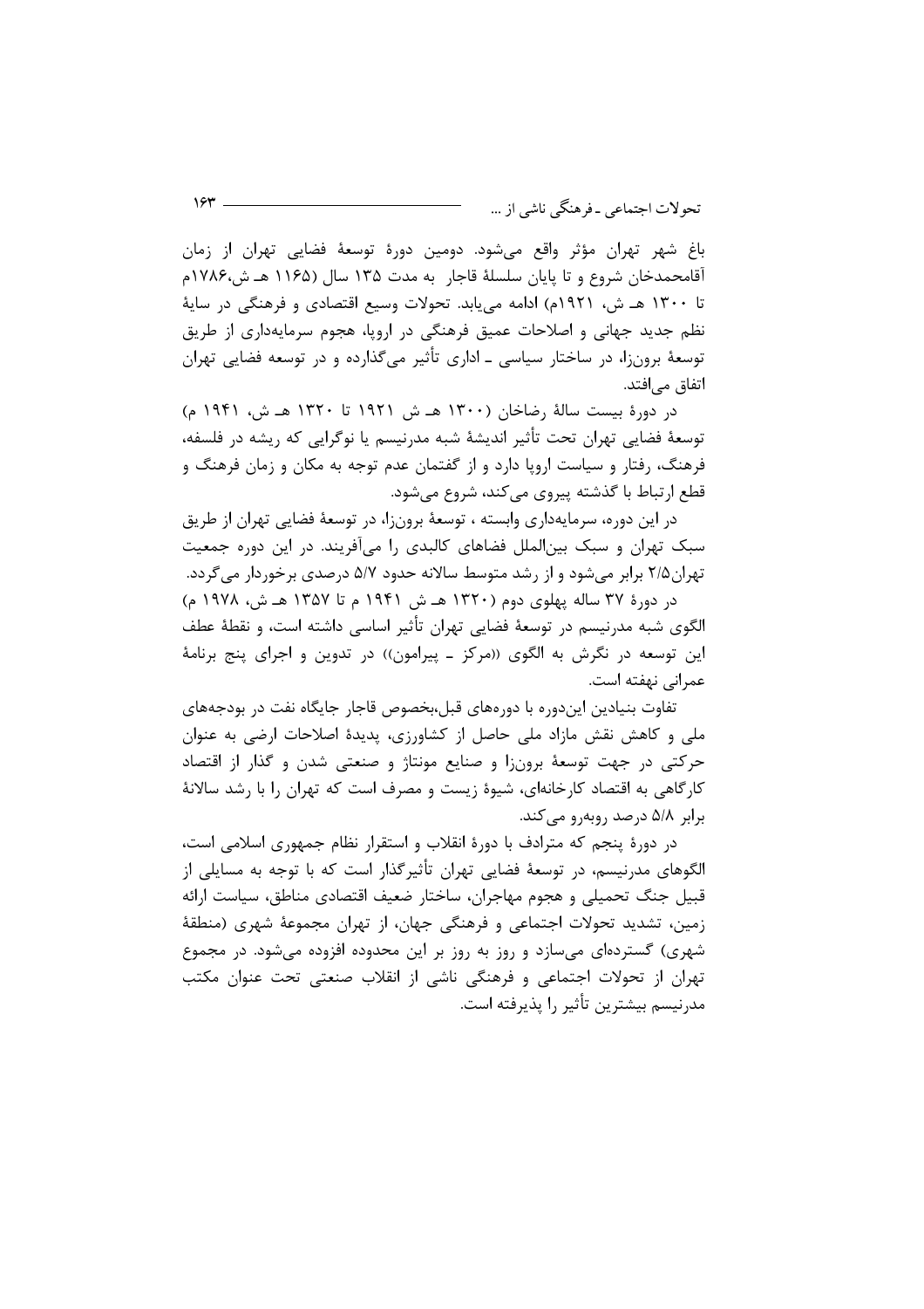باغ شهر تهران مؤثر واقع می‌شود. دومین دورهٔ توسعهٔ فضایی تهران از زمان آقامحمدخان شروع و تا پایان سلسلهٔ قاجار به مدت ۱۳۵ سال (۱۱۶۵ هـ ش،۱۷۸۶م تا ۱۳۰۰ هـ ش، ۱۹۲۱م) ادامه می‌یابد. تحولات وسیع اقتصادی و فرهنگی در سایهٔ نظم جدید جهانی و اصلاحات عمیق فرهنگی در اروپا، هجوم سرمایه‌داری از طریق توسعهٔ برون‌زا، در ساختار سیاسی ـ اداری تأثیر می‌گذارده و در توسعه فضایی تهران اتفاق می‌افتد.

در دورهٔ بیست سالهٔ رضاخان (۱۳۰۰ هـ ش ۱۹۲۱ تا ۱۳۲۰ هـ ش، ۱۹۴۱ م) توسعهٔ فضایی تهران تحت تأثیر اندیشهٔ شبه مدرنیسم یا نوگرایی که ریشه در فلسفه، فرهنگ، رفتار و سیاست اروپا دارد و از گفتمان عدم توجه به مکان و زمان فرهنگ و قطع ارتباط با گذشته پیروی می‌کند، شروع می‌شود.

در این دوره، سرمایه‌داری وابسته ، توسعهٔ برون‌زا، در توسعهٔ فضایی تهران از طریق سبک تهران و سبک بین‌الملل فضاهای کالبدی را می‌آفریند. در این دوره جمعیت تهران۲/۵ برابر می‌شود و از رشد متوسط سالانه حدود ۵/۷ درصدی برخوردار می‌گردد.

در دورهٔ ۳۷ ساله پهلوی دوم (۱۳۲۰ هـ ش ۱۹۴۱ م تا ۱۳۵۷ هـ ش، ۱۹۷۸ م) الگوی شبه مدرنیسم در توسعهٔ فضایی تهران تأثیر اساسی داشته است، و نقطهٔ عطف این توسعه در نگرش به الگوی «مرکز ـ پیرامون» در تدوین و اجرای پنج برنامهٔ عمرانی نهفته است.

تفاوت بنیادین این‌دوره با دوره‌های قبل،بخصوص قاجار جایگاه نفت در بودجه‌های ملی و کاهش نقش مازاد ملی حاصل از کشاورزی، پدیدهٔ اصلاحات ارضی به عنوان حرکتی در جهت توسعهٔ برون‌زا و صنایع مونتاژ و صنعتی شدن و گذار از اقتصاد کارگاهی به اقتصاد کارخانه‌ای، شیوهٔ زیست و مصرف است که تهران را با رشد سالانهٔ برابر ۵/۸ درصد روبه‌رو می‌کند.

در دورهٔ پنجم که مترادف با دورهٔ انقلاب و استقرار نظام جمهوری اسلامی است، الگوهای مدرنیسم، در توسعهٔ فضایی تهران تأثیرگذار است که با توجه به مسایلی از قبیل جنگ تحمیلی و هجوم مهاجران، ساختار ضعیف اقتصادی مناطق، سیاست ارائه زمین، تشدید تحولات اجتماعی و فرهنگی جهان، از تهران مجموعهٔ شهری (منطقهٔ شهری) گسترده‌ای می‌سازد و روز به روز بر این محدوده افزوده می‌شود. در مجموع تهران از تحولات اجتماعی و فرهنگی ناشی از انقلاب صنعتی تحت عنوان مکتب مدرنیسم بیشترین تأثیر را پذیرفته است.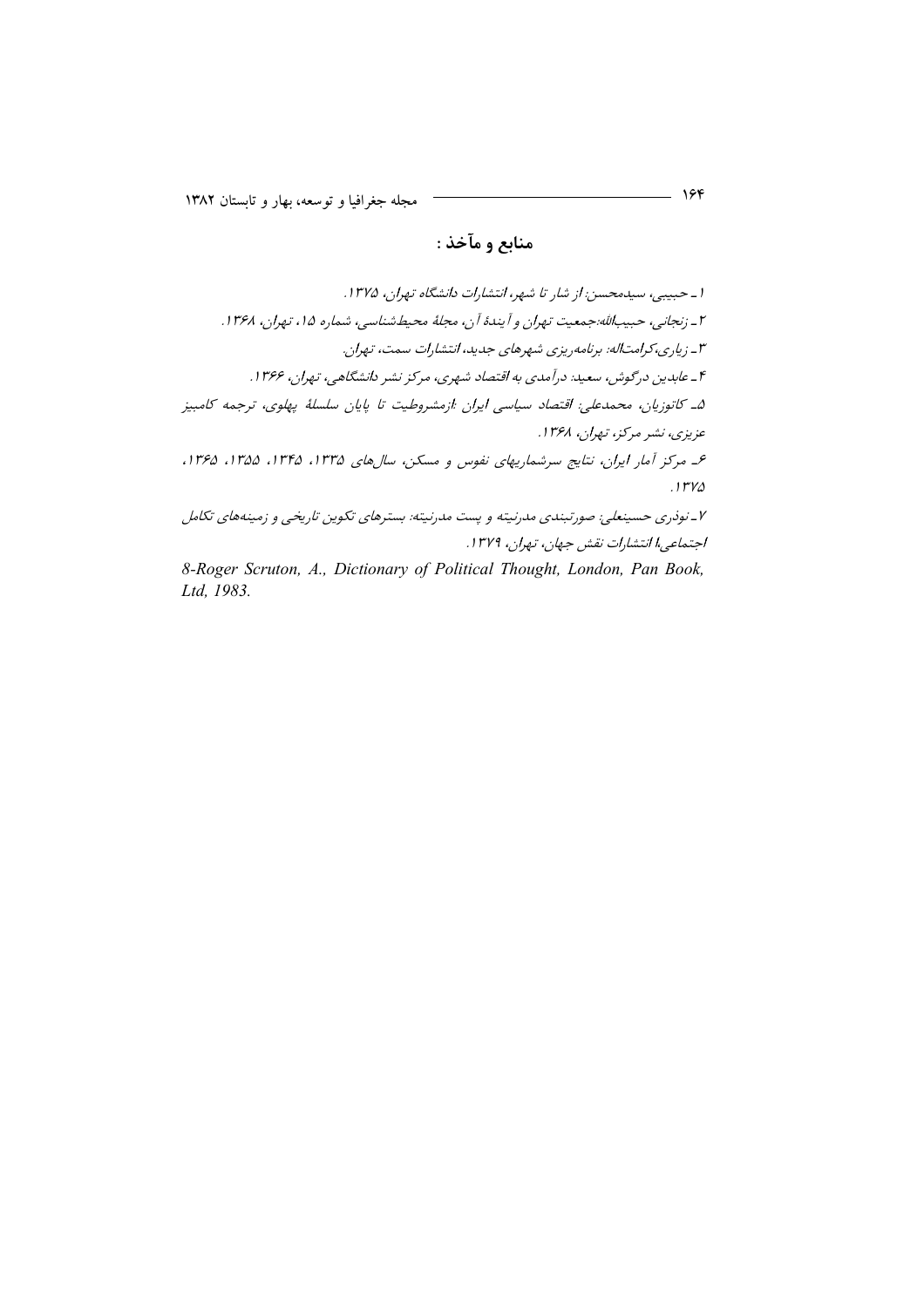## منابع و مآخذ :

۱ـ حبیبی، سیدمحسن: از شار تا شهر، انتشارات دانشگاه تهران، ۱۳۷۵.

۲ـ زنجانی، حبیب‌الله:جمعیت تهران و آیندهٔ آن، مجلهٔ محیط‌شناسی، شماره ۱۵، تهران، ۱۳۶۸.

۳ـ زیاری،کرامت‌اله: برنامه‌ریزی شهرهای جدید، انتشارات سمت، تهران.

۴ـ عابدین درگوش، سعید: درآمدی به اقتصاد شهری، مرکز نشر دانشگاهی، تهران، ۱۳۶۶.

۵ـ کاتوزیان، محمدعلی: اقتصاد سیاسی ایران :ازمشروطیت تا پایان سلسلهٔ پهلوی، ترجمه کامبیز عزیزی، نشر مرکز، تهران، ۱۳۶۸.

۶ـ مرکز آمار ایران، نتایج سرشماریهای نفوس و مسکن، سال‌های ۱۳۳۵، ۱۳۴۵، ۱۳۵۵، ۱۳۶۵، ۱۳۷۵.

۷ـ نوذری حسینعلی: صورتبندی مدرنیته و پست مدرنیته: بسترهای تکوین تاریخی و زمینه‌های تکامل اجتماعی،ا انتشارات نقش جهان، تهران، ۱۳۷۹.

8-Roger Scruton, A., Dictionary of Political Thought, London, Pan Book, Ltd, 1983.